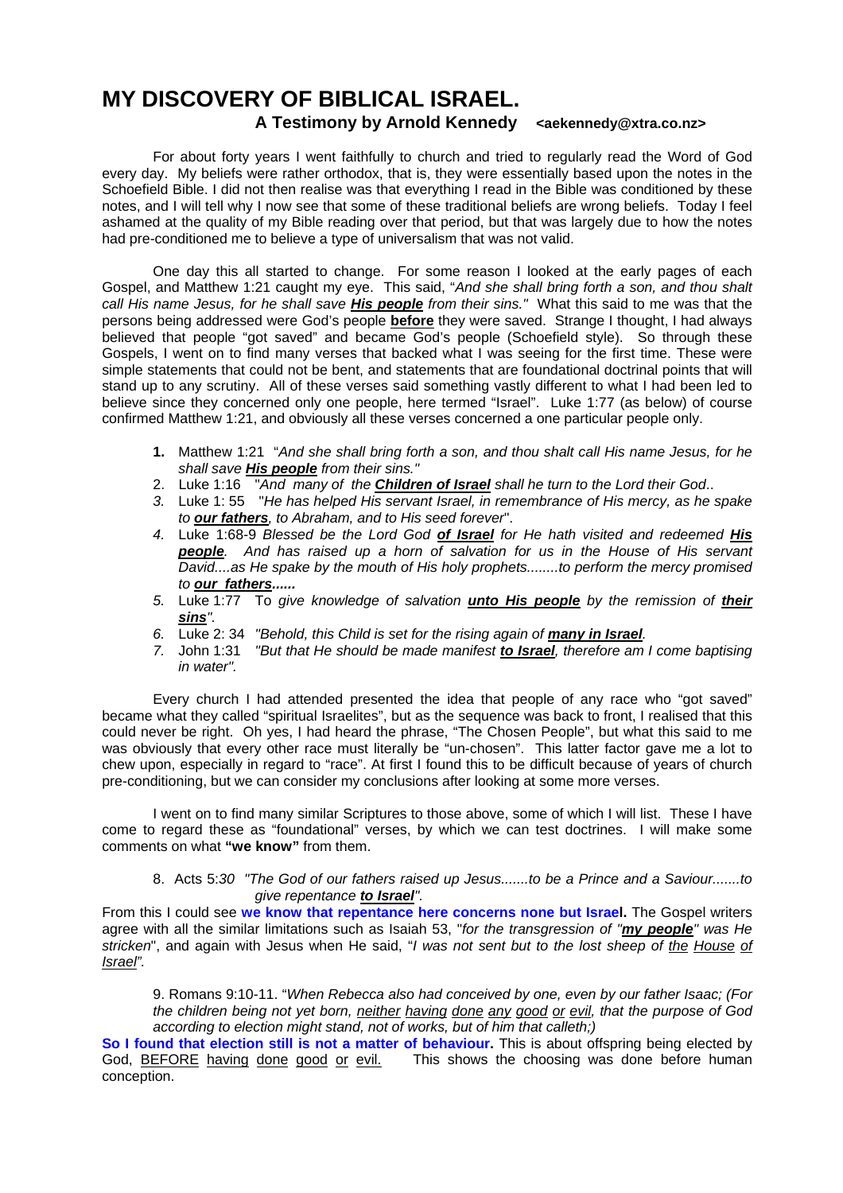# MY DISCOVERY OF BIBLICAL ISRAEL.

**A Testimony by Arnold Kennedy <aekennedy@xtra.co.nz>**

For about forty years I went faithfully to church and tried to regularly read the Word of God every day. My beliefs were rather orthodox, that is, they were essentially based upon the notes in the Schoefield Bible. I did not then realise was that everything I read in the Bible was conditioned by these notes, and I will tell why I now see that some of these traditional beliefs are wrong beliefs. Today I feel ashamed at the quality of my Bible reading over that period, but that was largely due to how the notes had pre-conditioned me to believe a type of universalism that was not valid.

One day this all started to change. For some reason I looked at the early pages of each Gospel, and Matthew 1:21 caught my eye. This said, "*And she shall bring forth a son, and thou shalt call His name Jesus, for he shall save **His people** from their sins.*" What this said to me was that the persons being addressed were God's people **before** they were saved. Strange I thought, I had always believed that people "got saved" and became God's people (Schoefield style). So through these Gospels, I went on to find many verses that backed what I was seeing for the first time. These were simple statements that could not be bent, and statements that are foundational doctrinal points that will stand up to any scrutiny. All of these verses said something vastly different to what I had been led to believe since they concerned only one people, here termed "Israel". Luke 1:77 (as below) of course confirmed Matthew 1:21, and obviously all these verses concerned a one particular people only.

1. Matthew 1:21 "*And she shall bring forth a son, and thou shalt call His name Jesus, for he shall save **His people** from their sins."*
2. Luke 1:16 "*And many of the **Children of Israel** shall he turn to the Lord their God..*
3. Luke 1: 55 "*He has helped His servant Israel, in remembrance of His mercy, as he spake to **our fathers**, to Abraham, and to His seed forever*".
4. Luke 1:68-9 *Blessed be the Lord God **of Israel** for He hath visited and redeemed **His people**. And has raised up a horn of salvation for us in the House of His servant David....as He spake by the mouth of His holy prophets........to perform the mercy promised to **our fathers......***
5. Luke 1:77 To *give knowledge of salvation **unto His people** by the remission of **their sins**".*
6. Luke 2: 34 *"Behold, this Child is set for the rising again of **many in Israel**.*
7. John 1:31 *"But that He should be made manifest **to Israel**, therefore am I come baptising in water".*

Every church I had attended presented the idea that people of any race who "got saved" became what they called "spiritual Israelites", but as the sequence was back to front, I realised that this could never be right. Oh yes, I had heard the phrase, "The Chosen People", but what this said to me was obviously that every other race must literally be "un-chosen". This latter factor gave me a lot to chew upon, especially in regard to "race". At first I found this to be difficult because of years of church pre-conditioning, but we can consider my conclusions after looking at some more verses.

I went on to find many similar Scriptures to those above, some of which I will list. These I have come to regard these as "foundational" verses, by which we can test doctrines. I will make some comments on what **"we know"** from them.

8. Acts 5:*30 "The God of our fathers raised up Jesus.......to be a Prince and a Saviour.......to give repentance **to Israel**".*

From this I could see **we know that repentance here concerns none but Israel.** The Gospel writers agree with all the similar limitations such as Isaiah 53, "*for the transgression of "**my people**" was He stricken*", and again with Jesus when He said, "*I was not sent but to the lost sheep of the House of Israel".*

9. Romans 9:10-11. "*When Rebecca also had conceived by one, even by our father Isaac; (For the children being not yet born, neither having done any good or evil, that the purpose of God according to election might stand, not of works, but of him that calleth;)*

**So I found that election still is not a matter of behaviour.** This is about offspring being elected by God, BEFORE having done good or evil. This shows the choosing was done before human conception.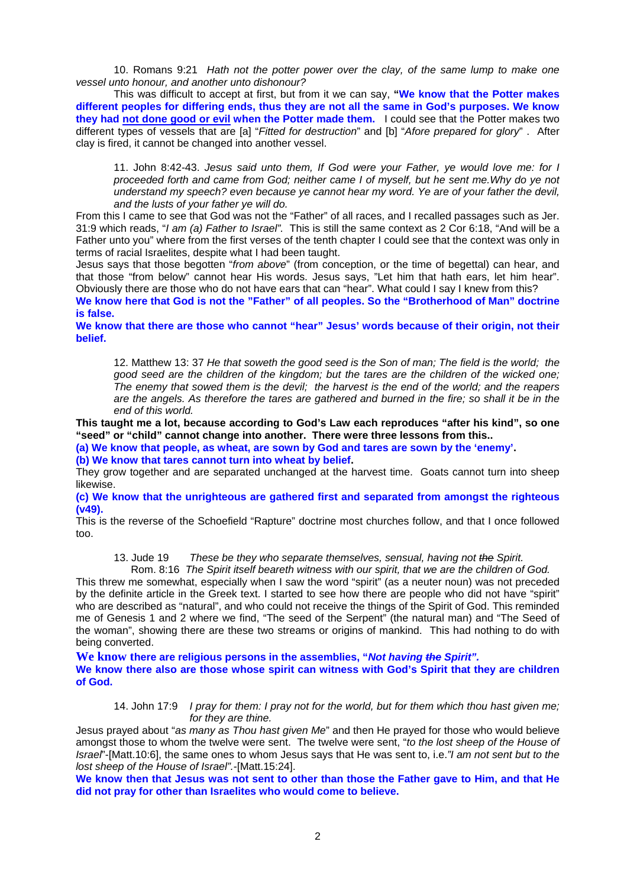10. Romans 9:21 *Hath not the potter power over the clay, of the same lump to make one vessel unto honour, and another unto dishonour?*

This was difficult to accept at first, but from it we can say, **"We know that the Potter makes different peoples for differing ends, thus they are not all the same in God's purposes. We know they had not done good or evil when the Potter made them.** I could see that the Potter makes two different types of vessels that are [a] "*Fitted for destruction*" and [b] "*Afore prepared for glory*" . After clay is fired, it cannot be changed into another vessel.

> 11. John 8:42-43. *Jesus said unto them, If God were your Father, ye would love me: for I proceeded forth and came from God; neither came I of myself, but he sent me.Why do ye not understand my speech? even because ye cannot hear my word. Ye are of your father the devil, and the lusts of your father ye will do.*

From this I came to see that God was not the "Father" of all races, and I recalled passages such as Jer. 31:9 which reads, "*I am (a) Father to Israel".* This is still the same context as 2 Cor 6:18, "And will be a Father unto you" where from the first verses of the tenth chapter I could see that the context was only in terms of racial Israelites, despite what I had been taught.

Jesus says that those begotten "*from above*" (from conception, or the time of begettal) can hear, and that those "from below" cannot hear His words. Jesus says, "Let him that hath ears, let him hear". Obviously there are those who do not have ears that can "hear". What could I say I knew from this?

**We know here that God is not the "Father" of all peoples. So the "Brotherhood of Man" doctrine is false.**

**We know that there are those who cannot "hear" Jesus' words because of their origin, not their belief.**

> 12. Matthew 13: 37 *He that soweth the good seed is the Son of man; The field is the world; the good seed are the children of the kingdom; but the tares are the children of the wicked one; The enemy that sowed them is the devil; the harvest is the end of the world; and the reapers are the angels. As therefore the tares are gathered and burned in the fire; so shall it be in the end of this world.*

**This taught me a lot, because according to God's Law each reproduces "after his kind", so one "seed" or "child" cannot change into another. There were three lessons from this..**

**(a) We know that people, as wheat, are sown by God and tares are sown by the 'enemy'.**

**(b) We know that tares cannot turn into wheat by belief.**

They grow together and are separated unchanged at the harvest time. Goats cannot turn into sheep likewise.

**(c) We know that the unrighteous are gathered first and separated from amongst the righteous (v49).**

This is the reverse of the Schoefield "Rapture" doctrine most churches follow, and that I once followed too.

> 13. Jude 19 *These be they who separate themselves, sensual, having not ~~the~~ Spirit.*
>
> Rom. 8:16 *The Spirit itself beareth witness with our spirit, that we are the children of God.*

This threw me somewhat, especially when I saw the word "spirit" (as a neuter noun) was not preceded by the definite article in the Greek text. I started to see how there are people who did not have "spirit" who are described as "natural", and who could not receive the things of the Spirit of God. This reminded me of Genesis 1 and 2 where we find, "The seed of the Serpent" (the natural man) and "The Seed of the woman", showing there are these two streams or origins of mankind. This had nothing to do with being converted.

**We know there are religious persons in the assemblies, "*Not having ~~the~~ Spirit".***

**We know there also are those whose spirit can witness with God's Spirit that they are children of God.**

> 14. John 17:9 *I pray for them: I pray not for the world, but for them which thou hast given me; for they are thine.*

Jesus prayed about "*as many as Thou hast given Me*" and then He prayed for those who would believe amongst those to whom the twelve were sent. The twelve were sent, "*to the lost sheep of the House of Israel*"-[Matt.10:6], the same ones to whom Jesus says that He was sent to, i.e.*"I am not sent but to the lost sheep of the House of Israel".*-[Matt.15:24].

**We know then that Jesus was not sent to other than those the Father gave to Him, and that He did not pray for other than Israelites who would come to believe.**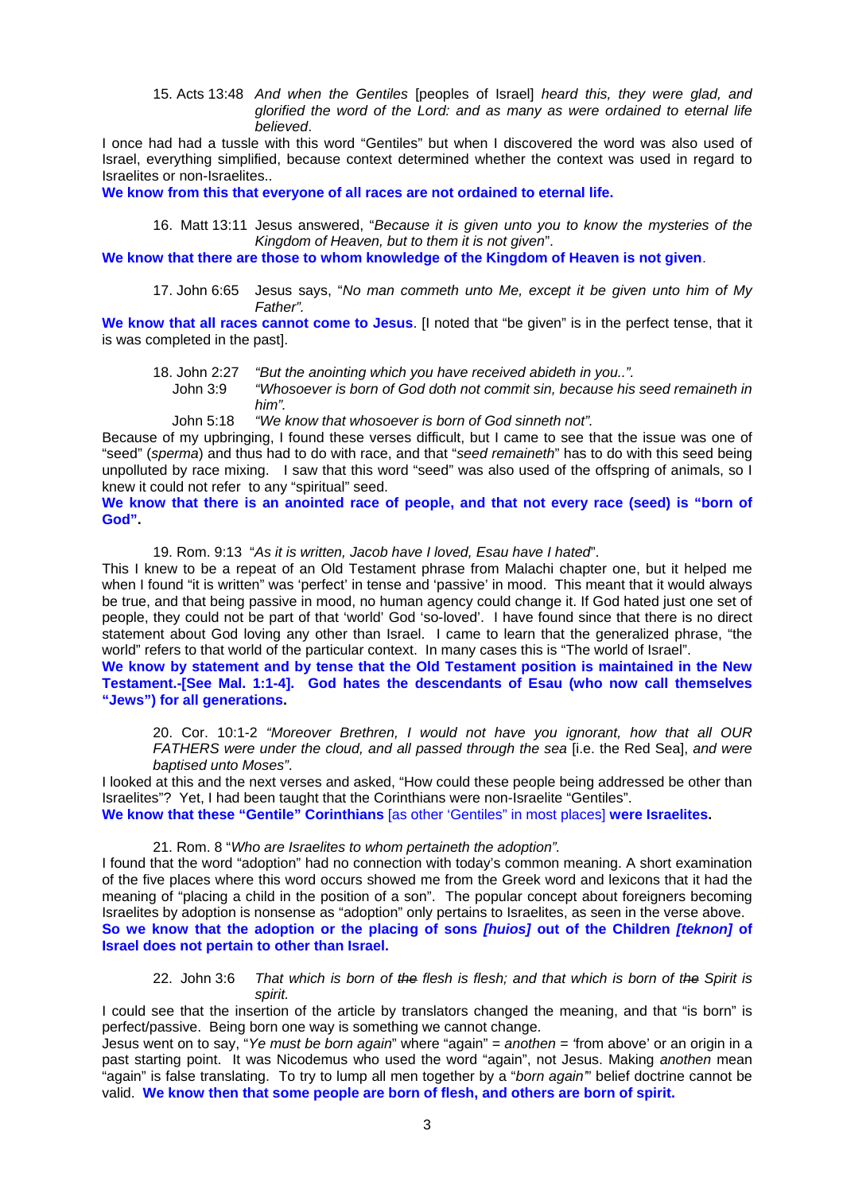15. Acts 13:48 *And when the Gentiles* [peoples of Israel] *heard this, they were glad, and glorified the word of the Lord: and as many as were ordained to eternal life believed*.

I once had had a tussle with this word "Gentiles" but when I discovered the word was also used of Israel, everything simplified, because context determined whether the context was used in regard to Israelites or non-Israelites..

**We know from this that everyone of all races are not ordained to eternal life.**

16. Matt 13:11 Jesus answered, "*Because it is given unto you to know the mysteries of the Kingdom of Heaven, but to them it is not given*".

**We know that there are those to whom knowledge of the Kingdom of Heaven is not given**.

17. John 6:65 Jesus says, "*No man commeth unto Me, except it be given unto him of My Father".*

**We know that all races cannot come to Jesus**. [I noted that "be given" is in the perfect tense, that it is was completed in the past].

18. John 2:27 *"But the anointing which you have received abideth in you..".*
John 3:9 *"Whosoever is born of God doth not commit sin, because his seed remaineth in him".*
John 5:18 *"We know that whosoever is born of God sinneth not".*

Because of my upbringing, I found these verses difficult, but I came to see that the issue was one of "seed" (*sperma*) and thus had to do with race, and that "*seed remaineth*" has to do with this seed being unpolluted by race mixing. I saw that this word "seed" was also used of the offspring of animals, so I knew it could not refer to any "spiritual" seed.

**We know that there is an anointed race of people, and that not every race (seed) is "born of God".**

19. Rom. 9:13 "*As it is written, Jacob have I loved, Esau have I hated*".

This I knew to be a repeat of an Old Testament phrase from Malachi chapter one, but it helped me when I found "it is written" was 'perfect' in tense and 'passive' in mood. This meant that it would always be true, and that being passive in mood, no human agency could change it. If God hated just one set of people, they could not be part of that 'world' God 'so-loved'. I have found since that there is no direct statement about God loving any other than Israel. I came to learn that the generalized phrase, "the world" refers to that world of the particular context. In many cases this is "The world of Israel".

**We know by statement and by tense that the Old Testament position is maintained in the New Testament.-[See Mal. 1:1-4]. God hates the descendants of Esau (who now call themselves "Jews") for all generations.**

20. Cor. 10:1-2 *"Moreover Brethren, I would not have you ignorant, how that all OUR FATHERS were under the cloud, and all passed through the sea* [i.e. the Red Sea], *and were baptised unto Moses".*

I looked at this and the next verses and asked, "How could these people being addressed be other than Israelites"? Yet, I had been taught that the Corinthians were non-Israelite "Gentiles".

**We know that these "Gentile" Corinthians** [as other 'Gentiles" in most places] **were Israelites.**

21. Rom. 8 "*Who are Israelites to whom pertaineth the adoption".*

I found that the word "adoption" had no connection with today's common meaning. A short examination of the five places where this word occurs showed me from the Greek word and lexicons that it had the meaning of "placing a child in the position of a son". The popular concept about foreigners becoming Israelites by adoption is nonsense as "adoption" only pertains to Israelites, as seen in the verse above.

**So we know that the adoption or the placing of sons *[huios]* out of the Children *[teknon]* of Israel does not pertain to other than Israel.**

22. John 3:6 *That which is born of ~~the~~ flesh is flesh; and that which is born of ~~the~~ Spirit is spirit.*

I could see that the insertion of the article by translators changed the meaning, and that "is born" is perfect/passive. Being born one way is something we cannot change.

Jesus went on to say, "*Ye must be born again*" where "again" = *anothen* = 'from above' or an origin in a past starting point. It was Nicodemus who used the word "again", not Jesus. Making *anothen* mean "again" is false translating. To try to lump all men together by a "*born again"*' belief doctrine cannot be valid. **We know then that some people are born of flesh, and others are born of spirit.**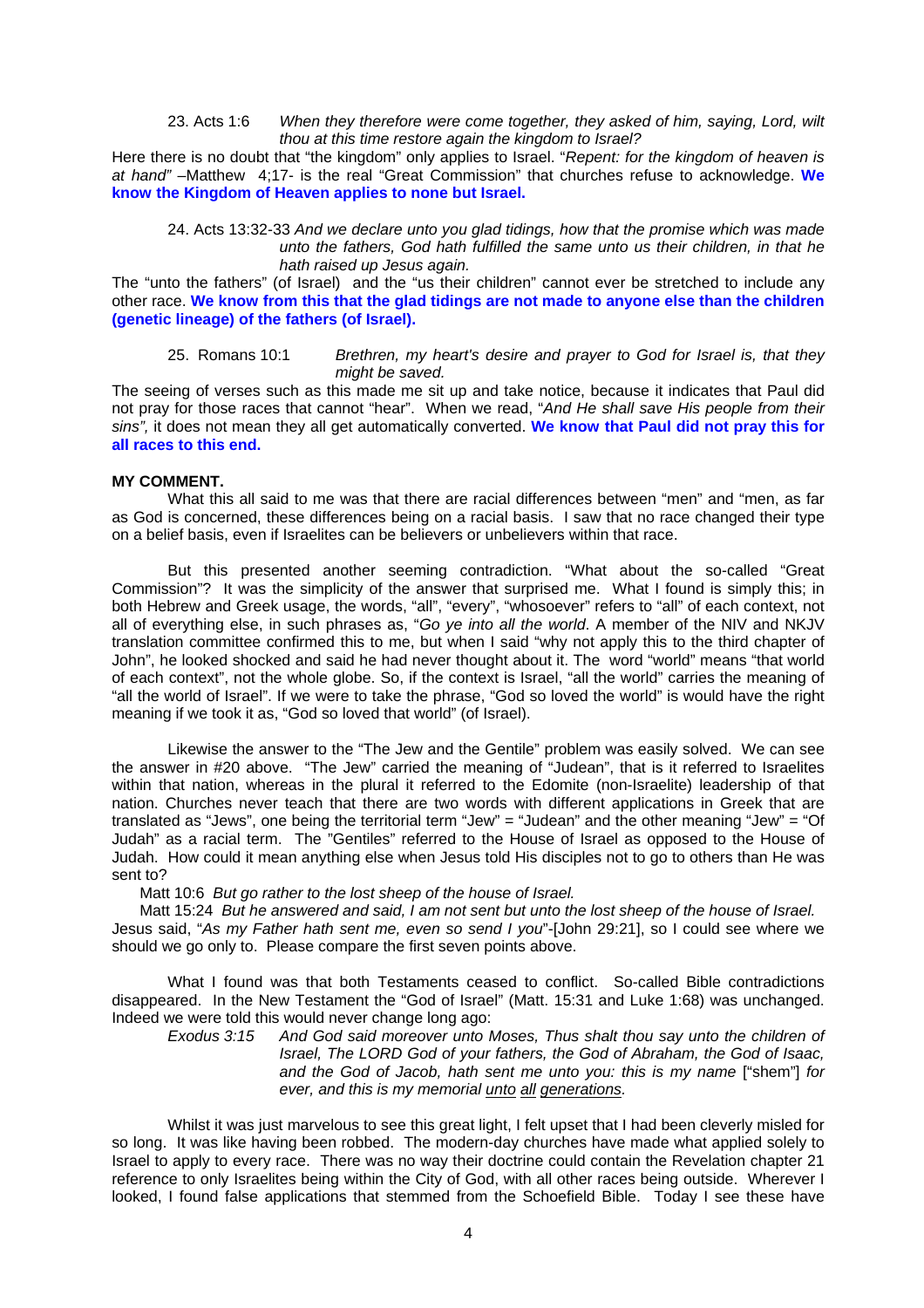23. Acts 1:6 *When they therefore were come together, they asked of him, saying, Lord, wilt thou at this time restore again the kingdom to Israel?*

Here there is no doubt that "the kingdom" only applies to Israel. "*Repent: for the kingdom of heaven is at hand*" –Matthew 4;17- is the real "Great Commission" that churches refuse to acknowledge. **We know the Kingdom of Heaven applies to none but Israel.**

24. Acts 13:32-33 *And we declare unto you glad tidings, how that the promise which was made unto the fathers, God hath fulfilled the same unto us their children, in that he hath raised up Jesus again.*

The "unto the fathers" (of Israel) and the "us their children" cannot ever be stretched to include any other race. **We know from this that the glad tidings are not made to anyone else than the children (genetic lineage) of the fathers (of Israel).**

25. Romans 10:1 *Brethren, my heart's desire and prayer to God for Israel is, that they might be saved.*

The seeing of verses such as this made me sit up and take notice, because it indicates that Paul did not pray for those races that cannot "hear". When we read, "*And He shall save His people from their sins",* it does not mean they all get automatically converted. **We know that Paul did not pray this for all races to this end.**

**MY COMMENT.**

What this all said to me was that there are racial differences between "men" and "men, as far as God is concerned, these differences being on a racial basis. I saw that no race changed their type on a belief basis, even if Israelites can be believers or unbelievers within that race.

But this presented another seeming contradiction. "What about the so-called "Great Commission"? It was the simplicity of the answer that surprised me. What I found is simply this; in both Hebrew and Greek usage, the words, "all", "every", "whosoever" refers to "all" of each context, not all of everything else, in such phrases as, "*Go ye into all the world*. A member of the NIV and NKJV translation committee confirmed this to me, but when I said "why not apply this to the third chapter of John", he looked shocked and said he had never thought about it. The word "world" means "that world of each context", not the whole globe. So, if the context is Israel, "all the world" carries the meaning of "all the world of Israel". If we were to take the phrase, "God so loved the world" is would have the right meaning if we took it as, "God so loved that world" (of Israel).

Likewise the answer to the "The Jew and the Gentile" problem was easily solved. We can see the answer in #20 above. "The Jew" carried the meaning of "Judean", that is it referred to Israelites within that nation, whereas in the plural it referred to the Edomite (non-Israelite) leadership of that nation. Churches never teach that there are two words with different applications in Greek that are translated as "Jews", one being the territorial term "Jew" = "Judean" and the other meaning "Jew" = "Of Judah" as a racial term. The "Gentiles" referred to the House of Israel as opposed to the House of Judah. How could it mean anything else when Jesus told His disciples not to go to others than He was sent to?

Matt 10:6 *But go rather to the lost sheep of the house of Israel.*
Matt 15:24 *But he answered and said, I am not sent but unto the lost sheep of the house of Israel.*

Jesus said, "*As my Father hath sent me, even so send I you*"-[John 29:21], so I could see where we should we go only to. Please compare the first seven points above.

What I found was that both Testaments ceased to conflict. So-called Bible contradictions disappeared. In the New Testament the "God of Israel" (Matt. 15:31 and Luke 1:68) was unchanged. Indeed we were told this would never change long ago:

*Exodus 3:15 And God said moreover unto Moses, Thus shalt thou say unto the children of Israel, The LORD God of your fathers, the God of Abraham, the God of Isaac, and the God of Jacob, hath sent me unto you: this is my name* ["shem"] *for ever, and this is my memorial* *<u>unto</u> <u>all</u> <u>generations</u>.*

Whilst it was just marvelous to see this great light, I felt upset that I had been cleverly misled for so long. It was like having been robbed. The modern-day churches have made what applied solely to Israel to apply to every race. There was no way their doctrine could contain the Revelation chapter 21 reference to only Israelites being within the City of God, with all other races being outside. Wherever I looked, I found false applications that stemmed from the Schoefield Bible. Today I see these have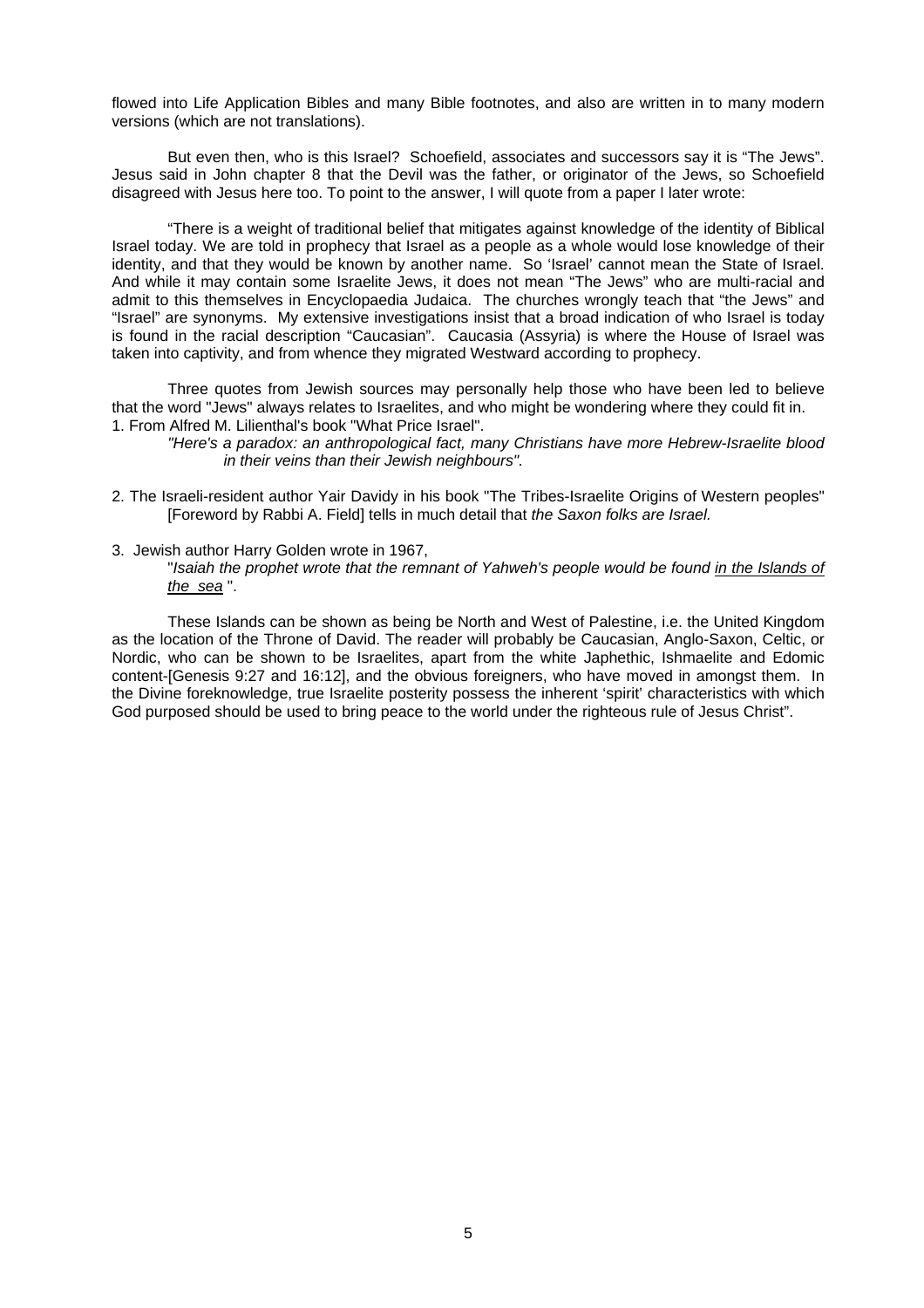flowed into Life Application Bibles and many Bible footnotes, and also are written in to many modern versions (which are not translations).

But even then, who is this Israel? Schoefield, associates and successors say it is "The Jews". Jesus said in John chapter 8 that the Devil was the father, or originator of the Jews, so Schoefield disagreed with Jesus here too. To point to the answer, I will quote from a paper I later wrote:

"There is a weight of traditional belief that mitigates against knowledge of the identity of Biblical Israel today. We are told in prophecy that Israel as a people as a whole would lose knowledge of their identity, and that they would be known by another name. So 'Israel' cannot mean the State of Israel. And while it may contain some Israelite Jews, it does not mean "The Jews" who are multi-racial and admit to this themselves in Encyclopaedia Judaica. The churches wrongly teach that "the Jews" and "Israel" are synonyms. My extensive investigations insist that a broad indication of who Israel is today is found in the racial description "Caucasian". Caucasia (Assyria) is where the House of Israel was taken into captivity, and from whence they migrated Westward according to prophecy.

Three quotes from Jewish sources may personally help those who have been led to believe that the word "Jews" always relates to Israelites, and who might be wondering where they could fit in.

1. From Alfred M. Lilienthal's book "What Price Israel".

   *"Here's a paradox: an anthropological fact, many Christians have more Hebrew-Israelite blood in their veins than their Jewish neighbours".*

2. The Israeli-resident author Yair Davidy in his book "The Tribes-Israelite Origins of Western peoples" [Foreword by Rabbi A. Field] tells in much detail that *the Saxon folks are Israel.*

3. Jewish author Harry Golden wrote in 1967,

   "*Isaiah the prophet wrote that the remnant of Yahweh's people would be found in the Islands of the sea* ".

These Islands can be shown as being be North and West of Palestine, i.e. the United Kingdom as the location of the Throne of David. The reader will probably be Caucasian, Anglo-Saxon, Celtic, or Nordic, who can be shown to be Israelites, apart from the white Japhethic, Ishmaelite and Edomic content-[Genesis 9:27 and 16:12], and the obvious foreigners, who have moved in amongst them. In the Divine foreknowledge, true Israelite posterity possess the inherent 'spirit' characteristics with which God purposed should be used to bring peace to the world under the righteous rule of Jesus Christ".